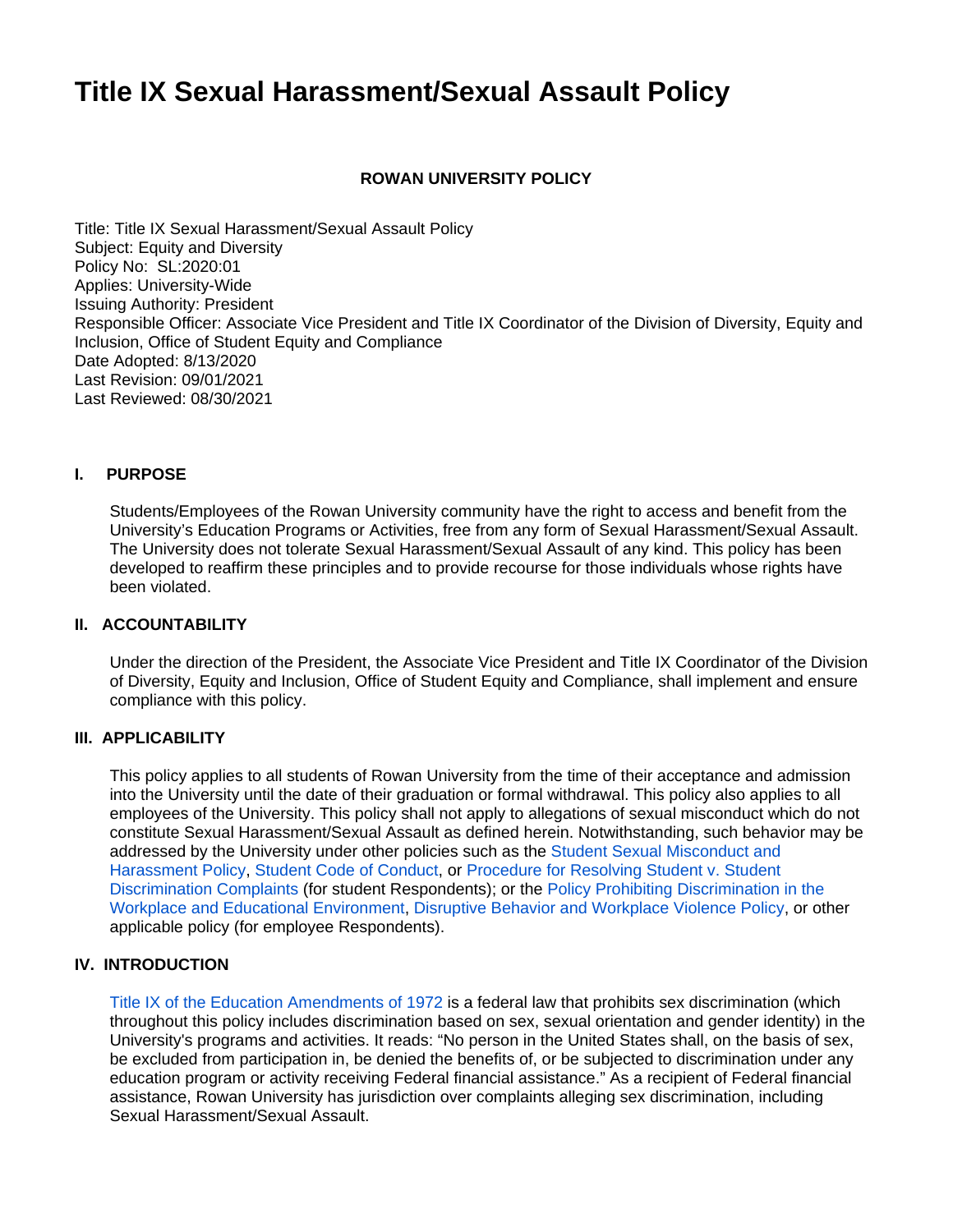# Title IX Sexual Harassment/Sexual Assault Policy

**ROWAN UNIVERSITY POLICY**

Title: Title IX Sexual Harassment/Sexual Assault Policy
Subject: Equity and Diversity
Policy No: SL:2020:01
Applies: University-Wide
Issuing Authority: President
Responsible Officer: Associate Vice President and Title IX Coordinator of the Division of Diversity, Equity and Inclusion, Office of Student Equity and Compliance
Date Adopted: 8/13/2020
Last Revision: 09/01/2021
Last Reviewed: 08/30/2021

## I. PURPOSE

Students/Employees of the Rowan University community have the right to access and benefit from the University's Education Programs or Activities, free from any form of Sexual Harassment/Sexual Assault. The University does not tolerate Sexual Harassment/Sexual Assault of any kind. This policy has been developed to reaffirm these principles and to provide recourse for those individuals whose rights have been violated.

## II. ACCOUNTABILITY

Under the direction of the President, the Associate Vice President and Title IX Coordinator of the Division of Diversity, Equity and Inclusion, Office of Student Equity and Compliance, shall implement and ensure compliance with this policy.

## III. APPLICABILITY

This policy applies to all students of Rowan University from the time of their acceptance and admission into the University until the date of their graduation or formal withdrawal. This policy also applies to all employees of the University. This policy shall not apply to allegations of sexual misconduct which do not constitute Sexual Harassment/Sexual Assault as defined herein. Notwithstanding, such behavior may be addressed by the University under other policies such as the Student Sexual Misconduct and Harassment Policy, Student Code of Conduct, or Procedure for Resolving Student v. Student Discrimination Complaints (for student Respondents); or the Policy Prohibiting Discrimination in the Workplace and Educational Environment, Disruptive Behavior and Workplace Violence Policy, or other applicable policy (for employee Respondents).

## IV. INTRODUCTION

Title IX of the Education Amendments of 1972 is a federal law that prohibits sex discrimination (which throughout this policy includes discrimination based on sex, sexual orientation and gender identity) in the University's programs and activities. It reads: "No person in the United States shall, on the basis of sex, be excluded from participation in, be denied the benefits of, or be subjected to discrimination under any education program or activity receiving Federal financial assistance." As a recipient of Federal financial assistance, Rowan University has jurisdiction over complaints alleging sex discrimination, including Sexual Harassment/Sexual Assault.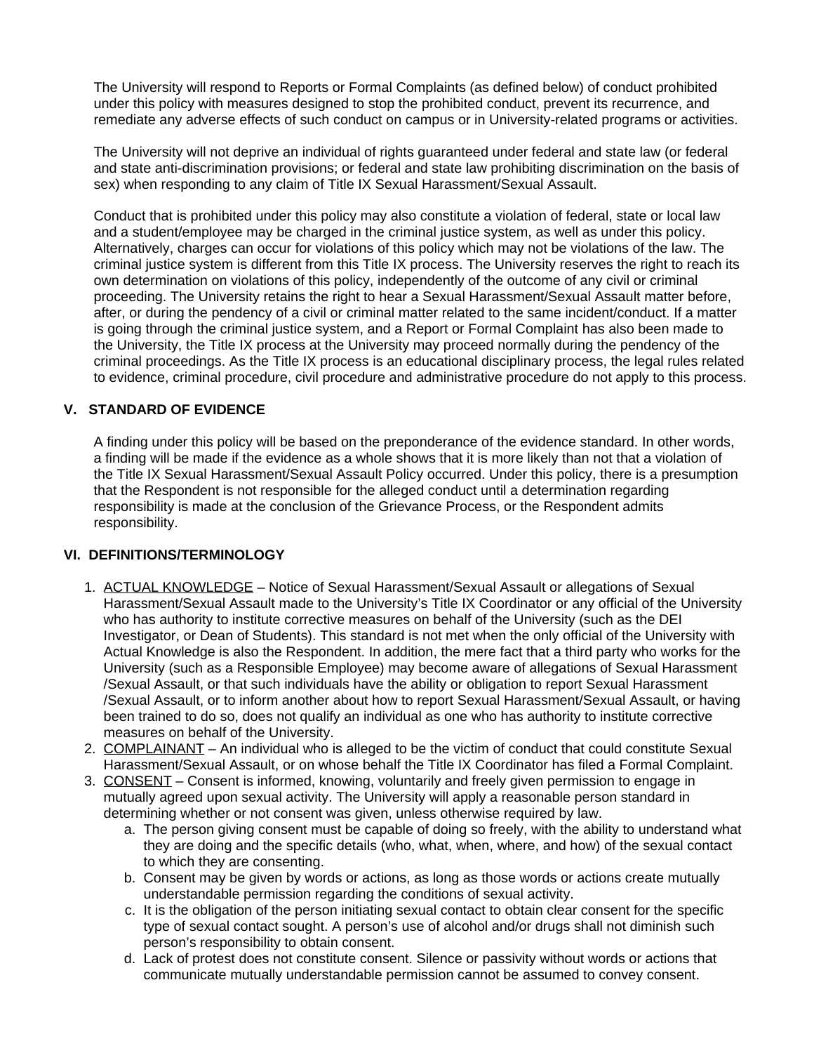The University will respond to Reports or Formal Complaints (as defined below) of conduct prohibited under this policy with measures designed to stop the prohibited conduct, prevent its recurrence, and remediate any adverse effects of such conduct on campus or in University-related programs or activities.

The University will not deprive an individual of rights guaranteed under federal and state law (or federal and state anti-discrimination provisions; or federal and state law prohibiting discrimination on the basis of sex) when responding to any claim of Title IX Sexual Harassment/Sexual Assault.

Conduct that is prohibited under this policy may also constitute a violation of federal, state or local law and a student/employee may be charged in the criminal justice system, as well as under this policy. Alternatively, charges can occur for violations of this policy which may not be violations of the law. The criminal justice system is different from this Title IX process. The University reserves the right to reach its own determination on violations of this policy, independently of the outcome of any civil or criminal proceeding. The University retains the right to hear a Sexual Harassment/Sexual Assault matter before, after, or during the pendency of a civil or criminal matter related to the same incident/conduct. If a matter is going through the criminal justice system, and a Report or Formal Complaint has also been made to the University, the Title IX process at the University may proceed normally during the pendency of the criminal proceedings. As the Title IX process is an educational disciplinary process, the legal rules related to evidence, criminal procedure, civil procedure and administrative procedure do not apply to this process.

## V. STANDARD OF EVIDENCE

A finding under this policy will be based on the preponderance of the evidence standard. In other words, a finding will be made if the evidence as a whole shows that it is more likely than not that a violation of the Title IX Sexual Harassment/Sexual Assault Policy occurred. Under this policy, there is a presumption that the Respondent is not responsible for the alleged conduct until a determination regarding responsibility is made at the conclusion of the Grievance Process, or the Respondent admits responsibility.

## VI. DEFINITIONS/TERMINOLOGY

1. <u>ACTUAL KNOWLEDGE</u> – Notice of Sexual Harassment/Sexual Assault or allegations of Sexual Harassment/Sexual Assault made to the University's Title IX Coordinator or any official of the University who has authority to institute corrective measures on behalf of the University (such as the DEI Investigator, or Dean of Students). This standard is not met when the only official of the University with Actual Knowledge is also the Respondent. In addition, the mere fact that a third party who works for the University (such as a Responsible Employee) may become aware of allegations of Sexual Harassment /Sexual Assault, or that such individuals have the ability or obligation to report Sexual Harassment /Sexual Assault, or to inform another about how to report Sexual Harassment/Sexual Assault, or having been trained to do so, does not qualify an individual as one who has authority to institute corrective measures on behalf of the University.
2. <u>COMPLAINANT</u> – An individual who is alleged to be the victim of conduct that could constitute Sexual Harassment/Sexual Assault, or on whose behalf the Title IX Coordinator has filed a Formal Complaint.
3. <u>CONSENT</u> – Consent is informed, knowing, voluntarily and freely given permission to engage in mutually agreed upon sexual activity. The University will apply a reasonable person standard in determining whether or not consent was given, unless otherwise required by law.
   a. The person giving consent must be capable of doing so freely, with the ability to understand what they are doing and the specific details (who, what, when, where, and how) of the sexual contact to which they are consenting.
   b. Consent may be given by words or actions, as long as those words or actions create mutually understandable permission regarding the conditions of sexual activity.
   c. It is the obligation of the person initiating sexual contact to obtain clear consent for the specific type of sexual contact sought. A person's use of alcohol and/or drugs shall not diminish such person's responsibility to obtain consent.
   d. Lack of protest does not constitute consent. Silence or passivity without words or actions that communicate mutually understandable permission cannot be assumed to convey consent.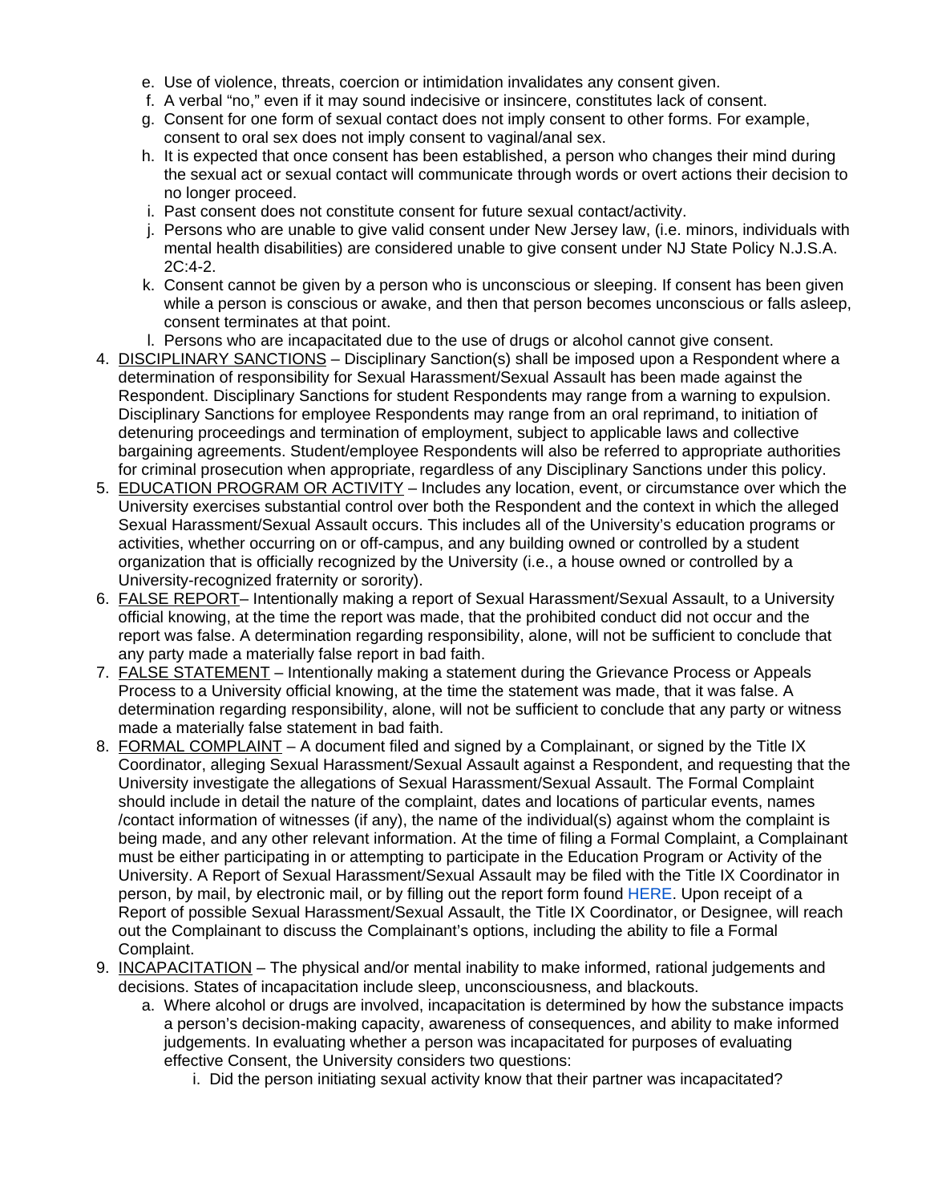e. Use of violence, threats, coercion or intimidation invalidates any consent given.
f. A verbal "no," even if it may sound indecisive or insincere, constitutes lack of consent.
g. Consent for one form of sexual contact does not imply consent to other forms. For example, consent to oral sex does not imply consent to vaginal/anal sex.
h. It is expected that once consent has been established, a person who changes their mind during the sexual act or sexual contact will communicate through words or overt actions their decision to no longer proceed.
i. Past consent does not constitute consent for future sexual contact/activity.
j. Persons who are unable to give valid consent under New Jersey law, (i.e. minors, individuals with mental health disabilities) are considered unable to give consent under NJ State Policy N.J.S.A. 2C:4-2.
k. Consent cannot be given by a person who is unconscious or sleeping. If consent has been given while a person is conscious or awake, and then that person becomes unconscious or falls asleep, consent terminates at that point.
l. Persons who are incapacitated due to the use of drugs or alcohol cannot give consent.

4. <u>DISCIPLINARY SANCTIONS</u> – Disciplinary Sanction(s) shall be imposed upon a Respondent where a determination of responsibility for Sexual Harassment/Sexual Assault has been made against the Respondent. Disciplinary Sanctions for student Respondents may range from a warning to expulsion. Disciplinary Sanctions for employee Respondents may range from an oral reprimand, to initiation of detenuring proceedings and termination of employment, subject to applicable laws and collective bargaining agreements. Student/employee Respondents will also be referred to appropriate authorities for criminal prosecution when appropriate, regardless of any Disciplinary Sanctions under this policy.
5. <u>EDUCATION PROGRAM OR ACTIVITY</u> – Includes any location, event, or circumstance over which the University exercises substantial control over both the Respondent and the context in which the alleged Sexual Harassment/Sexual Assault occurs. This includes all of the University's education programs or activities, whether occurring on or off-campus, and any building owned or controlled by a student organization that is officially recognized by the University (i.e., a house owned or controlled by a University-recognized fraternity or sorority).
6. <u>FALSE REPORT</u>– Intentionally making a report of Sexual Harassment/Sexual Assault, to a University official knowing, at the time the report was made, that the prohibited conduct did not occur and the report was false. A determination regarding responsibility, alone, will not be sufficient to conclude that any party made a materially false report in bad faith.
7. <u>FALSE STATEMENT</u> – Intentionally making a statement during the Grievance Process or Appeals Process to a University official knowing, at the time the statement was made, that it was false. A determination regarding responsibility, alone, will not be sufficient to conclude that any party or witness made a materially false statement in bad faith.
8. <u>FORMAL COMPLAINT</u> – A document filed and signed by a Complainant, or signed by the Title IX Coordinator, alleging Sexual Harassment/Sexual Assault against a Respondent, and requesting that the University investigate the allegations of Sexual Harassment/Sexual Assault. The Formal Complaint should include in detail the nature of the complaint, dates and locations of particular events, names /contact information of witnesses (if any), the name of the individual(s) against whom the complaint is being made, and any other relevant information. At the time of filing a Formal Complaint, a Complainant must be either participating in or attempting to participate in the Education Program or Activity of the University. A Report of Sexual Harassment/Sexual Assault may be filed with the Title IX Coordinator in person, by mail, by electronic mail, or by filling out the report form found HERE. Upon receipt of a Report of possible Sexual Harassment/Sexual Assault, the Title IX Coordinator, or Designee, will reach out the Complainant to discuss the Complainant's options, including the ability to file a Formal Complaint.
9. <u>INCAPACITATION</u> – The physical and/or mental inability to make informed, rational judgements and decisions. States of incapacitation include sleep, unconsciousness, and blackouts.
   a. Where alcohol or drugs are involved, incapacitation is determined by how the substance impacts a person's decision-making capacity, awareness of consequences, and ability to make informed judgements. In evaluating whether a person was incapacitated for purposes of evaluating effective Consent, the University considers two questions:
      i. Did the person initiating sexual activity know that their partner was incapacitated?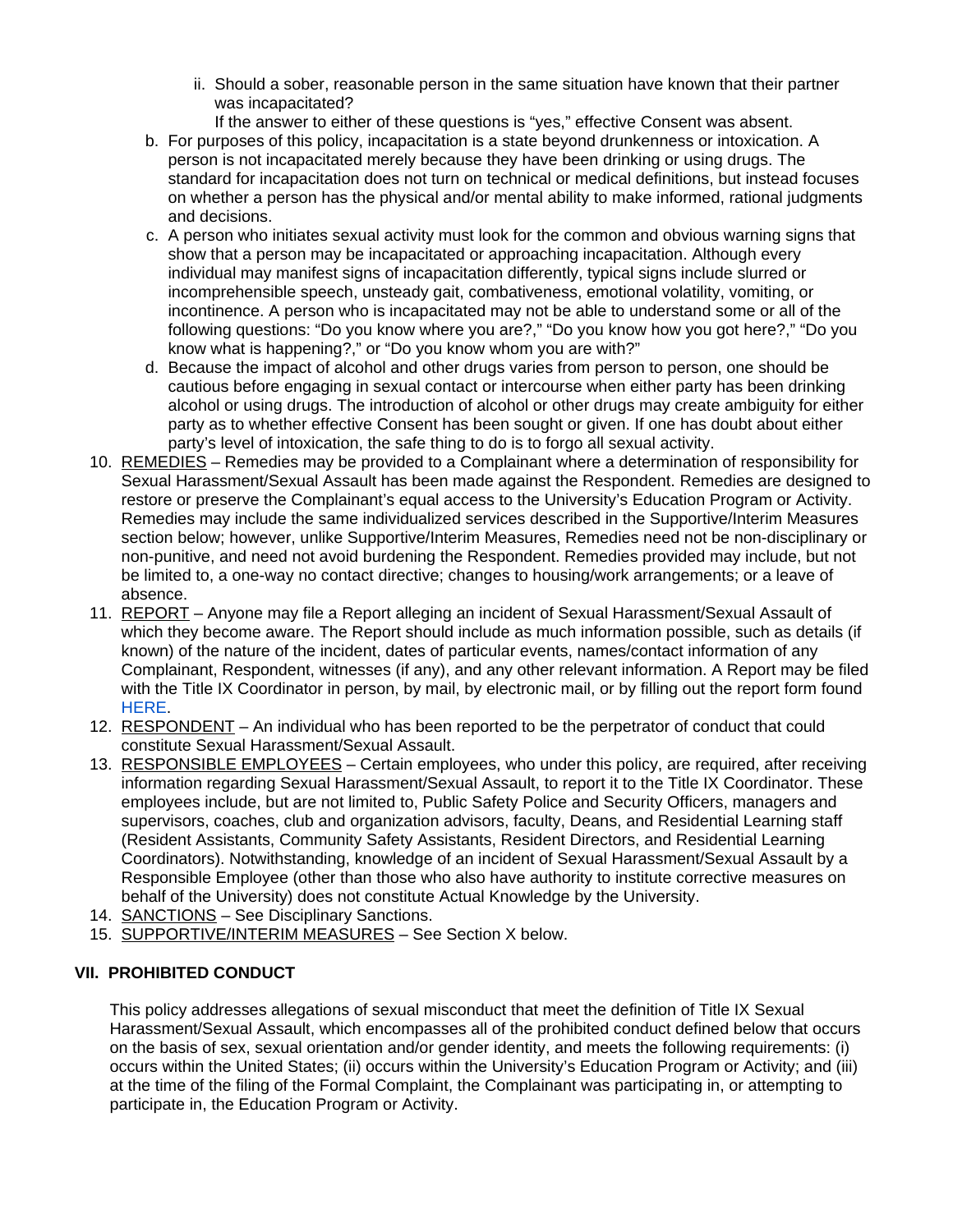- ii. Should a sober, reasonable person in the same situation have known that their partner was incapacitated?

     If the answer to either of these questions is "yes," effective Consent was absent.

   b. For purposes of this policy, incapacitation is a state beyond drunkenness or intoxication. A person is not incapacitated merely because they have been drinking or using drugs. The standard for incapacitation does not turn on technical or medical definitions, but instead focuses on whether a person has the physical and/or mental ability to make informed, rational judgments and decisions.
   c. A person who initiates sexual activity must look for the common and obvious warning signs that show that a person may be incapacitated or approaching incapacitation. Although every individual may manifest signs of incapacitation differently, typical signs include slurred or incomprehensible speech, unsteady gait, combativeness, emotional volatility, vomiting, or incontinence. A person who is incapacitated may not be able to understand some or all of the following questions: "Do you know where you are?," "Do you know how you got here?," "Do you know what is happening?," or "Do you know whom you are with?"
   d. Because the impact of alcohol and other drugs varies from person to person, one should be cautious before engaging in sexual contact or intercourse when either party has been drinking alcohol or using drugs. The introduction of alcohol or other drugs may create ambiguity for either party as to whether effective Consent has been sought or given. If one has doubt about either party's level of intoxication, the safe thing to do is to forgo all sexual activity.

10. REMEDIES – Remedies may be provided to a Complainant where a determination of responsibility for Sexual Harassment/Sexual Assault has been made against the Respondent. Remedies are designed to restore or preserve the Complainant's equal access to the University's Education Program or Activity. Remedies may include the same individualized services described in the Supportive/Interim Measures section below; however, unlike Supportive/Interim Measures, Remedies need not be non-disciplinary or non-punitive, and need not avoid burdening the Respondent. Remedies provided may include, but not be limited to, a one-way no contact directive; changes to housing/work arrangements; or a leave of absence.
11. REPORT – Anyone may file a Report alleging an incident of Sexual Harassment/Sexual Assault of which they become aware. The Report should include as much information possible, such as details (if known) of the nature of the incident, dates of particular events, names/contact information of any Complainant, Respondent, witnesses (if any), and any other relevant information. A Report may be filed with the Title IX Coordinator in person, by mail, by electronic mail, or by filling out the report form found HERE.
12. RESPONDENT – An individual who has been reported to be the perpetrator of conduct that could constitute Sexual Harassment/Sexual Assault.
13. RESPONSIBLE EMPLOYEES – Certain employees, who under this policy, are required, after receiving information regarding Sexual Harassment/Sexual Assault, to report it to the Title IX Coordinator. These employees include, but are not limited to, Public Safety Police and Security Officers, managers and supervisors, coaches, club and organization advisors, faculty, Deans, and Residential Learning staff (Resident Assistants, Community Safety Assistants, Resident Directors, and Residential Learning Coordinators). Notwithstanding, knowledge of an incident of Sexual Harassment/Sexual Assault by a Responsible Employee (other than those who also have authority to institute corrective measures on behalf of the University) does not constitute Actual Knowledge by the University.
14. SANCTIONS – See Disciplinary Sanctions.
15. SUPPORTIVE/INTERIM MEASURES – See Section X below.

## VII. PROHIBITED CONDUCT

This policy addresses allegations of sexual misconduct that meet the definition of Title IX Sexual Harassment/Sexual Assault, which encompasses all of the prohibited conduct defined below that occurs on the basis of sex, sexual orientation and/or gender identity, and meets the following requirements: (i) occurs within the United States; (ii) occurs within the University's Education Program or Activity; and (iii) at the time of the filing of the Formal Complaint, the Complainant was participating in, or attempting to participate in, the Education Program or Activity.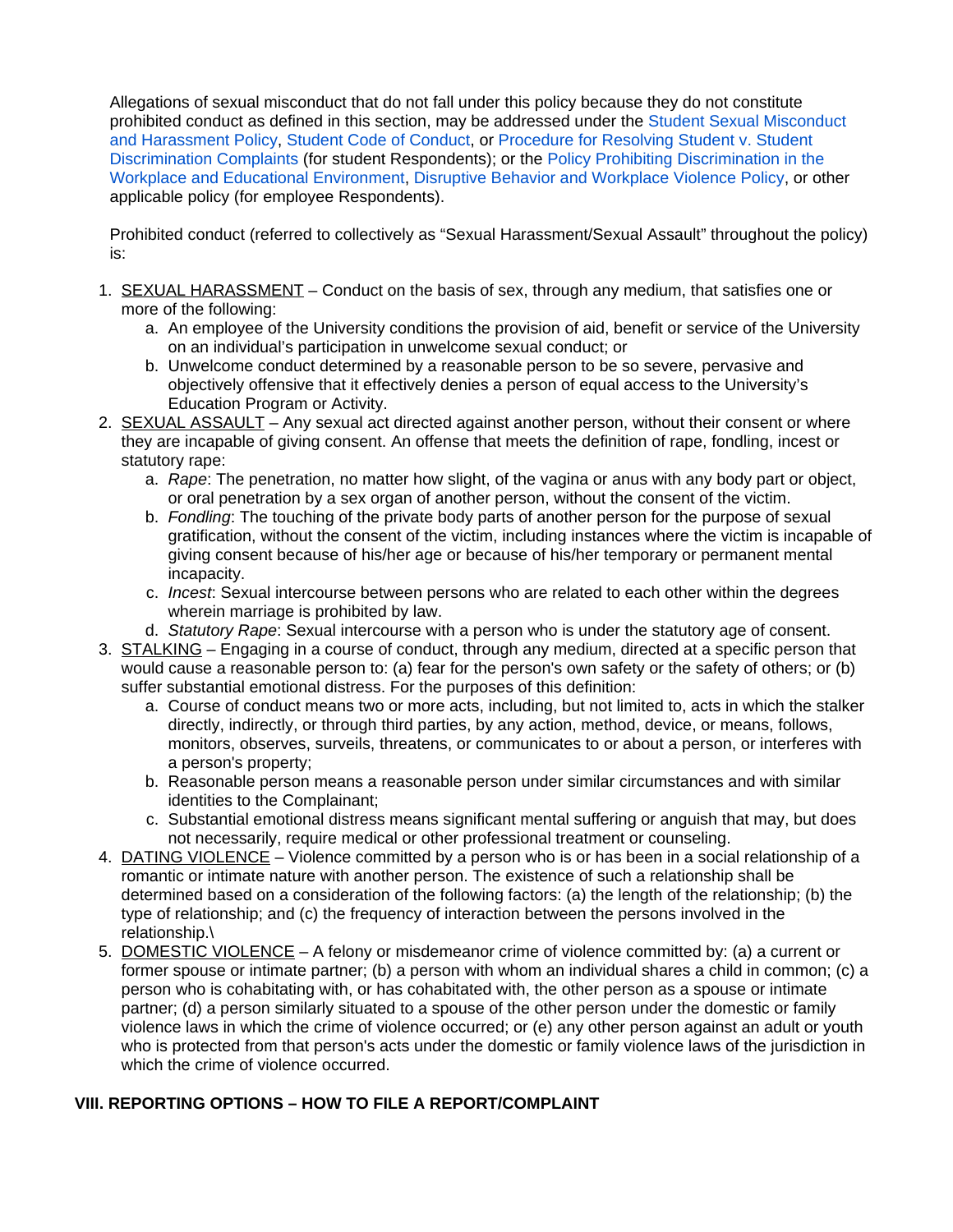Allegations of sexual misconduct that do not fall under this policy because they do not constitute prohibited conduct as defined in this section, may be addressed under the Student Sexual Misconduct and Harassment Policy, Student Code of Conduct, or Procedure for Resolving Student v. Student Discrimination Complaints (for student Respondents); or the Policy Prohibiting Discrimination in the Workplace and Educational Environment, Disruptive Behavior and Workplace Violence Policy, or other applicable policy (for employee Respondents).

Prohibited conduct (referred to collectively as "Sexual Harassment/Sexual Assault" throughout the policy) is:

1. SEXUAL HARASSMENT – Conduct on the basis of sex, through any medium, that satisfies one or more of the following:
   a. An employee of the University conditions the provision of aid, benefit or service of the University on an individual's participation in unwelcome sexual conduct; or
   b. Unwelcome conduct determined by a reasonable person to be so severe, pervasive and objectively offensive that it effectively denies a person of equal access to the University's Education Program or Activity.
2. SEXUAL ASSAULT – Any sexual act directed against another person, without their consent or where they are incapable of giving consent. An offense that meets the definition of rape, fondling, incest or statutory rape:
   a. *Rape*: The penetration, no matter how slight, of the vagina or anus with any body part or object, or oral penetration by a sex organ of another person, without the consent of the victim.
   b. *Fondling*: The touching of the private body parts of another person for the purpose of sexual gratification, without the consent of the victim, including instances where the victim is incapable of giving consent because of his/her age or because of his/her temporary or permanent mental incapacity.
   c. *Incest*: Sexual intercourse between persons who are related to each other within the degrees wherein marriage is prohibited by law.
   d. *Statutory Rape*: Sexual intercourse with a person who is under the statutory age of consent.
3. STALKING – Engaging in a course of conduct, through any medium, directed at a specific person that would cause a reasonable person to: (a) fear for the person's own safety or the safety of others; or (b) suffer substantial emotional distress. For the purposes of this definition:
   a. Course of conduct means two or more acts, including, but not limited to, acts in which the stalker directly, indirectly, or through third parties, by any action, method, device, or means, follows, monitors, observes, surveils, threatens, or communicates to or about a person, or interferes with a person's property;
   b. Reasonable person means a reasonable person under similar circumstances and with similar identities to the Complainant;
   c. Substantial emotional distress means significant mental suffering or anguish that may, but does not necessarily, require medical or other professional treatment or counseling.
4. DATING VIOLENCE – Violence committed by a person who is or has been in a social relationship of a romantic or intimate nature with another person. The existence of such a relationship shall be determined based on a consideration of the following factors: (a) the length of the relationship; (b) the type of relationship; and (c) the frequency of interaction between the persons involved in the relationship.\
5. DOMESTIC VIOLENCE – A felony or misdemeanor crime of violence committed by: (a) a current or former spouse or intimate partner; (b) a person with whom an individual shares a child in common; (c) a person who is cohabitating with, or has cohabitated with, the other person as a spouse or intimate partner; (d) a person similarly situated to a spouse of the other person under the domestic or family violence laws in which the crime of violence occurred; or (e) any other person against an adult or youth who is protected from that person's acts under the domestic or family violence laws of the jurisdiction in which the crime of violence occurred.

## VIII. REPORTING OPTIONS – HOW TO FILE A REPORT/COMPLAINT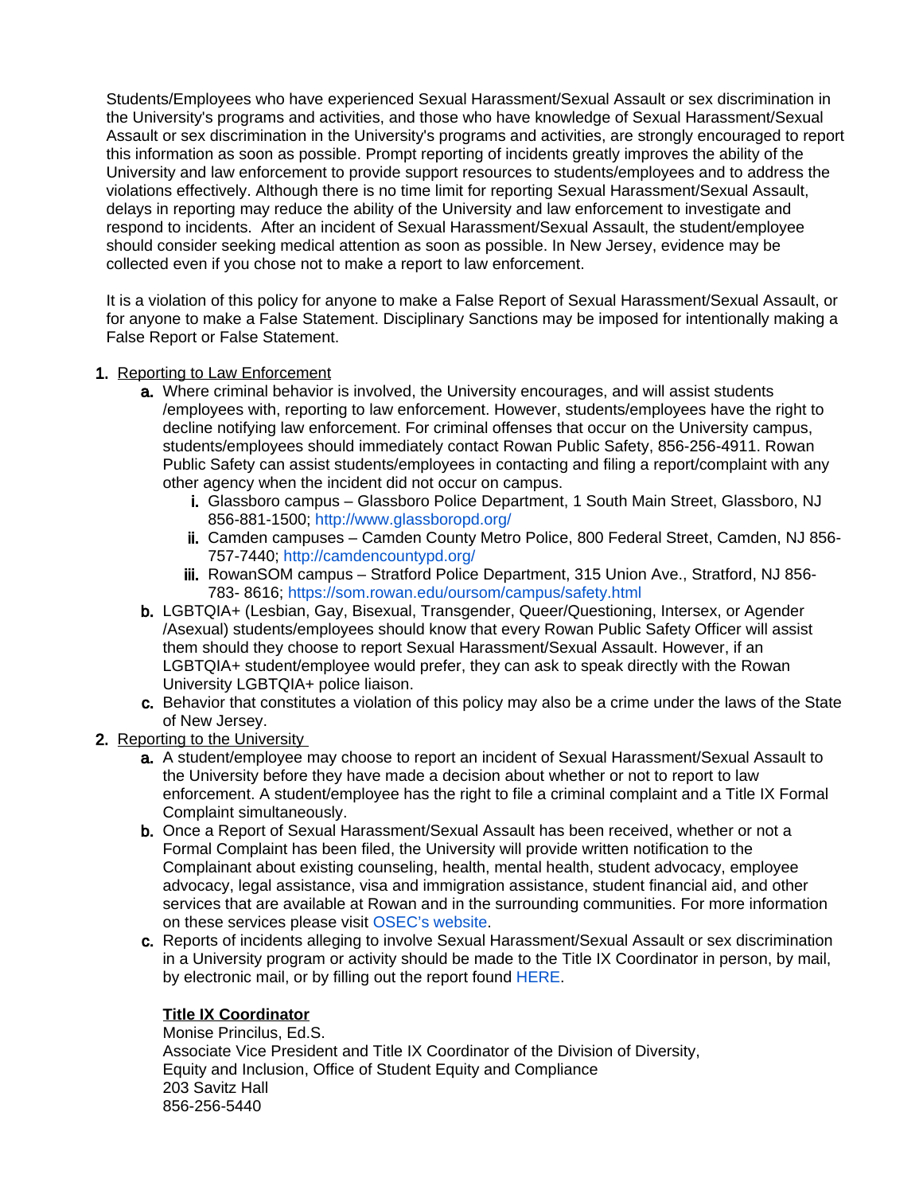Students/Employees who have experienced Sexual Harassment/Sexual Assault or sex discrimination in the University's programs and activities, and those who have knowledge of Sexual Harassment/Sexual Assault or sex discrimination in the University's programs and activities, are strongly encouraged to report this information as soon as possible. Prompt reporting of incidents greatly improves the ability of the University and law enforcement to provide support resources to students/employees and to address the violations effectively. Although there is no time limit for reporting Sexual Harassment/Sexual Assault, delays in reporting may reduce the ability of the University and law enforcement to investigate and respond to incidents. After an incident of Sexual Harassment/Sexual Assault, the student/employee should consider seeking medical attention as soon as possible. In New Jersey, evidence may be collected even if you chose not to make a report to law enforcement.

It is a violation of this policy for anyone to make a False Report of Sexual Harassment/Sexual Assault, or for anyone to make a False Statement. Disciplinary Sanctions may be imposed for intentionally making a False Report or False Statement.

1. Reporting to Law Enforcement
    a. Where criminal behavior is involved, the University encourages, and will assist students /employees with, reporting to law enforcement. However, students/employees have the right to decline notifying law enforcement. For criminal offenses that occur on the University campus, students/employees should immediately contact Rowan Public Safety, 856-256-4911. Rowan Public Safety can assist students/employees in contacting and filing a report/complaint with any other agency when the incident did not occur on campus.
        i. Glassboro campus – Glassboro Police Department, 1 South Main Street, Glassboro, NJ 856-881-1500; http://www.glassboropd.org/
        ii. Camden campuses – Camden County Metro Police, 800 Federal Street, Camden, NJ 856-757-7440; http://camdencountypd.org/
        iii. RowanSOM campus – Stratford Police Department, 315 Union Ave., Stratford, NJ 856-783- 8616; https://som.rowan.edu/oursom/campus/safety.html
    b. LGBTQIA+ (Lesbian, Gay, Bisexual, Transgender, Queer/Questioning, Intersex, or Agender /Asexual) students/employees should know that every Rowan Public Safety Officer will assist them should they choose to report Sexual Harassment/Sexual Assault. However, if an LGBTQIA+ student/employee would prefer, they can ask to speak directly with the Rowan University LGBTQIA+ police liaison.
    c. Behavior that constitutes a violation of this policy may also be a crime under the laws of the State of New Jersey.
2. Reporting to the University
    a. A student/employee may choose to report an incident of Sexual Harassment/Sexual Assault to the University before they have made a decision about whether or not to report to law enforcement. A student/employee has the right to file a criminal complaint and a Title IX Formal Complaint simultaneously.
    b. Once a Report of Sexual Harassment/Sexual Assault has been received, whether or not a Formal Complaint has been filed, the University will provide written notification to the Complainant about existing counseling, health, mental health, student advocacy, employee advocacy, legal assistance, visa and immigration assistance, student financial aid, and other services that are available at Rowan and in the surrounding communities. For more information on these services please visit OSEC's website.
    c. Reports of incidents alleging to involve Sexual Harassment/Sexual Assault or sex discrimination in a University program or activity should be made to the Title IX Coordinator in person, by mail, by electronic mail, or by filling out the report found HERE.

    **Title IX Coordinator**
    Monise Princilus, Ed.S.
    Associate Vice President and Title IX Coordinator of the Division of Diversity, Equity and Inclusion, Office of Student Equity and Compliance
    203 Savitz Hall
    856-256-5440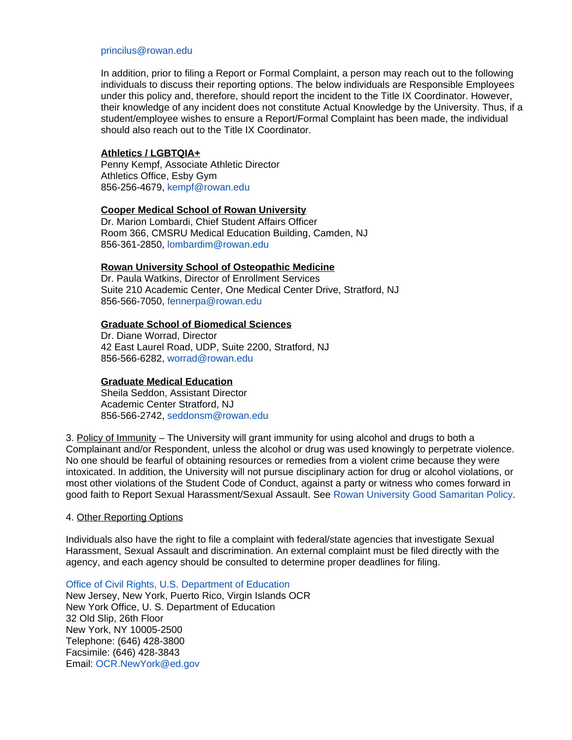princilus@rowan.edu

In addition, prior to filing a Report or Formal Complaint, a person may reach out to the following individuals to discuss their reporting options. The below individuals are Responsible Employees under this policy and, therefore, should report the incident to the Title IX Coordinator. However, their knowledge of any incident does not constitute Actual Knowledge by the University. Thus, if a student/employee wishes to ensure a Report/Formal Complaint has been made, the individual should also reach out to the Title IX Coordinator.

**Athletics / LGBTQIA+**
Penny Kempf, Associate Athletic Director
Athletics Office, Esby Gym
856-256-4679, kempf@rowan.edu

**Cooper Medical School of Rowan University**
Dr. Marion Lombardi, Chief Student Affairs Officer
Room 366, CMSRU Medical Education Building, Camden, NJ
856-361-2850, lombardim@rowan.edu

**Rowan University School of Osteopathic Medicine**
Dr. Paula Watkins, Director of Enrollment Services
Suite 210 Academic Center, One Medical Center Drive, Stratford, NJ
856-566-7050, fennerpa@rowan.edu

**Graduate School of Biomedical Sciences**
Dr. Diane Worrad, Director
42 East Laurel Road, UDP, Suite 2200, Stratford, NJ
856-566-6282, worrad@rowan.edu

**Graduate Medical Education**
Sheila Seddon, Assistant Director
Academic Center Stratford, NJ
856-566-2742, seddonsm@rowan.edu

3. Policy of Immunity – The University will grant immunity for using alcohol and drugs to both a Complainant and/or Respondent, unless the alcohol or drug was used knowingly to perpetrate violence. No one should be fearful of obtaining resources or remedies from a violent crime because they were intoxicated. In addition, the University will not pursue disciplinary action for drug or alcohol violations, or most other violations of the Student Code of Conduct, against a party or witness who comes forward in good faith to Report Sexual Harassment/Sexual Assault. See Rowan University Good Samaritan Policy.

4. Other Reporting Options

Individuals also have the right to file a complaint with federal/state agencies that investigate Sexual Harassment, Sexual Assault and discrimination. An external complaint must be filed directly with the agency, and each agency should be consulted to determine proper deadlines for filing.

Office of Civil Rights, U.S. Department of Education
New Jersey, New York, Puerto Rico, Virgin Islands OCR
New York Office, U. S. Department of Education
32 Old Slip, 26th Floor
New York, NY 10005-2500
Telephone: (646) 428-3800
Facsimile: (646) 428-3843
Email: OCR.NewYork@ed.gov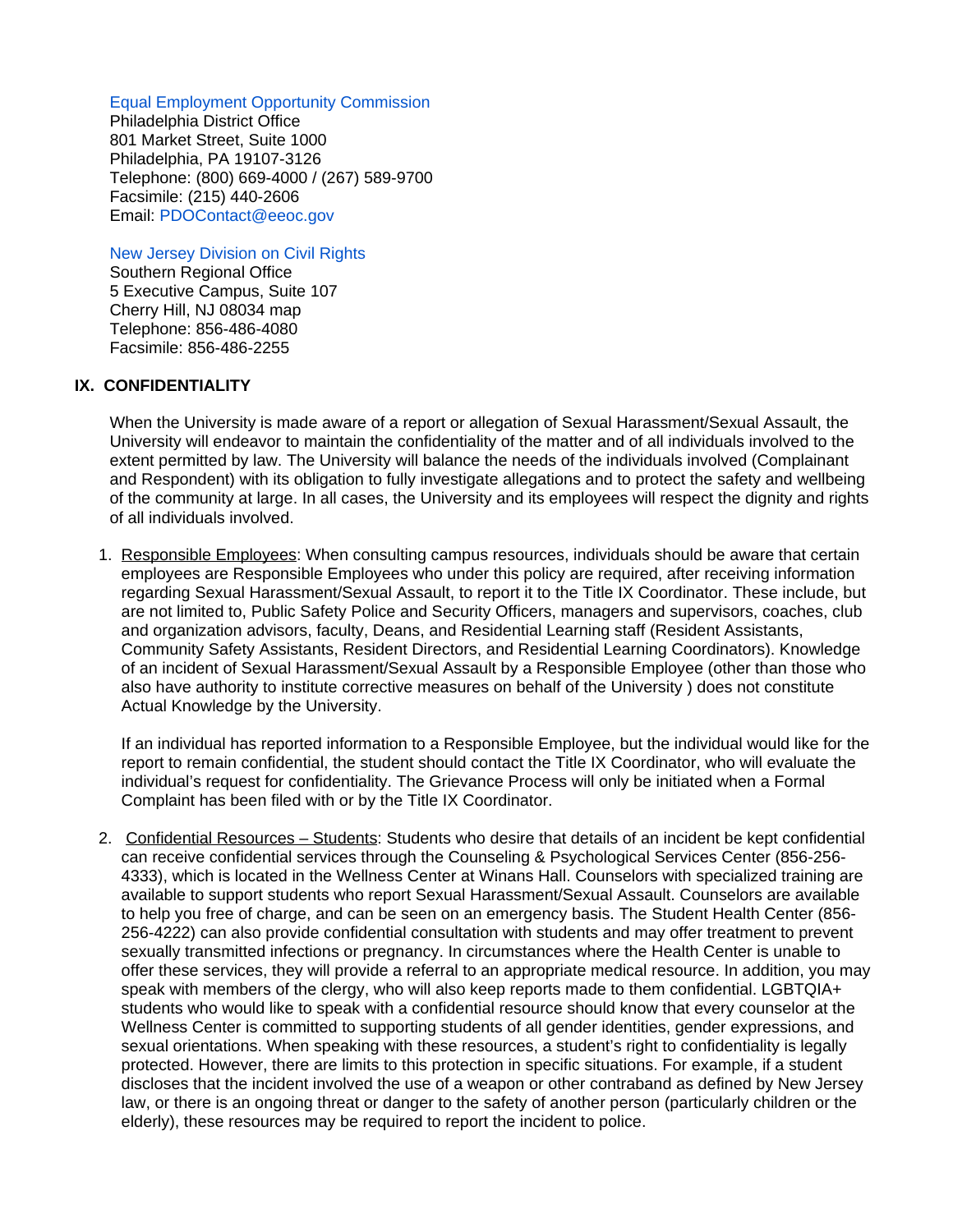Equal Employment Opportunity Commission
Philadelphia District Office
801 Market Street, Suite 1000
Philadelphia, PA 19107-3126
Telephone: (800) 669-4000 / (267) 589-9700
Facsimile: (215) 440-2606
Email: PDOContact@eeoc.gov

New Jersey Division on Civil Rights
Southern Regional Office
5 Executive Campus, Suite 107
Cherry Hill, NJ 08034 map
Telephone: 856-486-4080
Facsimile: 856-486-2255

## IX. CONFIDENTIALITY

When the University is made aware of a report or allegation of Sexual Harassment/Sexual Assault, the University will endeavor to maintain the confidentiality of the matter and of all individuals involved to the extent permitted by law. The University will balance the needs of the individuals involved (Complainant and Respondent) with its obligation to fully investigate allegations and to protect the safety and wellbeing of the community at large. In all cases, the University and its employees will respect the dignity and rights of all individuals involved.

1. Responsible Employees: When consulting campus resources, individuals should be aware that certain employees are Responsible Employees who under this policy are required, after receiving information regarding Sexual Harassment/Sexual Assault, to report it to the Title IX Coordinator. These include, but are not limited to, Public Safety Police and Security Officers, managers and supervisors, coaches, club and organization advisors, faculty, Deans, and Residential Learning staff (Resident Assistants, Community Safety Assistants, Resident Directors, and Residential Learning Coordinators). Knowledge of an incident of Sexual Harassment/Sexual Assault by a Responsible Employee (other than those who also have authority to institute corrective measures on behalf of the University ) does not constitute Actual Knowledge by the University.

   If an individual has reported information to a Responsible Employee, but the individual would like for the report to remain confidential, the student should contact the Title IX Coordinator, who will evaluate the individual's request for confidentiality. The Grievance Process will only be initiated when a Formal Complaint has been filed with or by the Title IX Coordinator.

2. Confidential Resources – Students: Students who desire that details of an incident be kept confidential can receive confidential services through the Counseling & Psychological Services Center (856-256-4333), which is located in the Wellness Center at Winans Hall. Counselors with specialized training are available to support students who report Sexual Harassment/Sexual Assault. Counselors are available to help you free of charge, and can be seen on an emergency basis. The Student Health Center (856-256-4222) can also provide confidential consultation with students and may offer treatment to prevent sexually transmitted infections or pregnancy. In circumstances where the Health Center is unable to offer these services, they will provide a referral to an appropriate medical resource. In addition, you may speak with members of the clergy, who will also keep reports made to them confidential. LGBTQIA+ students who would like to speak with a confidential resource should know that every counselor at the Wellness Center is committed to supporting students of all gender identities, gender expressions, and sexual orientations. When speaking with these resources, a student's right to confidentiality is legally protected. However, there are limits to this protection in specific situations. For example, if a student discloses that the incident involved the use of a weapon or other contraband as defined by New Jersey law, or there is an ongoing threat or danger to the safety of another person (particularly children or the elderly), these resources may be required to report the incident to police.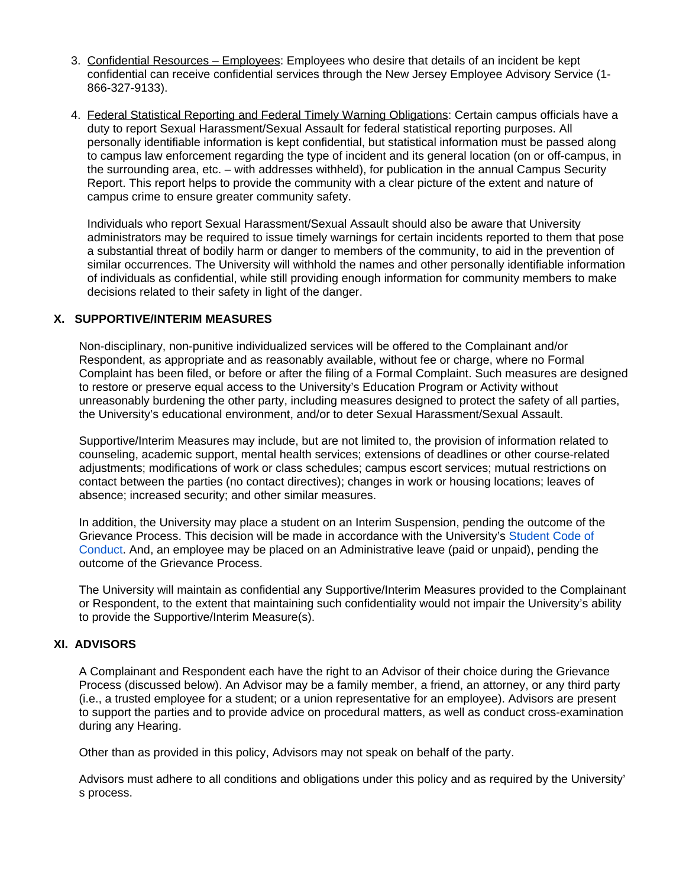3. Confidential Resources – Employees: Employees who desire that details of an incident be kept confidential can receive confidential services through the New Jersey Employee Advisory Service (1-866-327-9133).

4. Federal Statistical Reporting and Federal Timely Warning Obligations: Certain campus officials have a duty to report Sexual Harassment/Sexual Assault for federal statistical reporting purposes. All personally identifiable information is kept confidential, but statistical information must be passed along to campus law enforcement regarding the type of incident and its general location (on or off-campus, in the surrounding area, etc. – with addresses withheld), for publication in the annual Campus Security Report. This report helps to provide the community with a clear picture of the extent and nature of campus crime to ensure greater community safety.

   Individuals who report Sexual Harassment/Sexual Assault should also be aware that University administrators may be required to issue timely warnings for certain incidents reported to them that pose a substantial threat of bodily harm or danger to members of the community, to aid in the prevention of similar occurrences. The University will withhold the names and other personally identifiable information of individuals as confidential, while still providing enough information for community members to make decisions related to their safety in light of the danger.

## X. SUPPORTIVE/INTERIM MEASURES

Non-disciplinary, non-punitive individualized services will be offered to the Complainant and/or Respondent, as appropriate and as reasonably available, without fee or charge, where no Formal Complaint has been filed, or before or after the filing of a Formal Complaint. Such measures are designed to restore or preserve equal access to the University's Education Program or Activity without unreasonably burdening the other party, including measures designed to protect the safety of all parties, the University's educational environment, and/or to deter Sexual Harassment/Sexual Assault.

Supportive/Interim Measures may include, but are not limited to, the provision of information related to counseling, academic support, mental health services; extensions of deadlines or other course-related adjustments; modifications of work or class schedules; campus escort services; mutual restrictions on contact between the parties (no contact directives); changes in work or housing locations; leaves of absence; increased security; and other similar measures.

In addition, the University may place a student on an Interim Suspension, pending the outcome of the Grievance Process. This decision will be made in accordance with the University's Student Code of Conduct. And, an employee may be placed on an Administrative leave (paid or unpaid), pending the outcome of the Grievance Process.

The University will maintain as confidential any Supportive/Interim Measures provided to the Complainant or Respondent, to the extent that maintaining such confidentiality would not impair the University's ability to provide the Supportive/Interim Measure(s).

## XI. ADVISORS

A Complainant and Respondent each have the right to an Advisor of their choice during the Grievance Process (discussed below). An Advisor may be a family member, a friend, an attorney, or any third party (i.e., a trusted employee for a student; or a union representative for an employee). Advisors are present to support the parties and to provide advice on procedural matters, as well as conduct cross-examination during any Hearing.

Other than as provided in this policy, Advisors may not speak on behalf of the party.

Advisors must adhere to all conditions and obligations under this policy and as required by the University's process.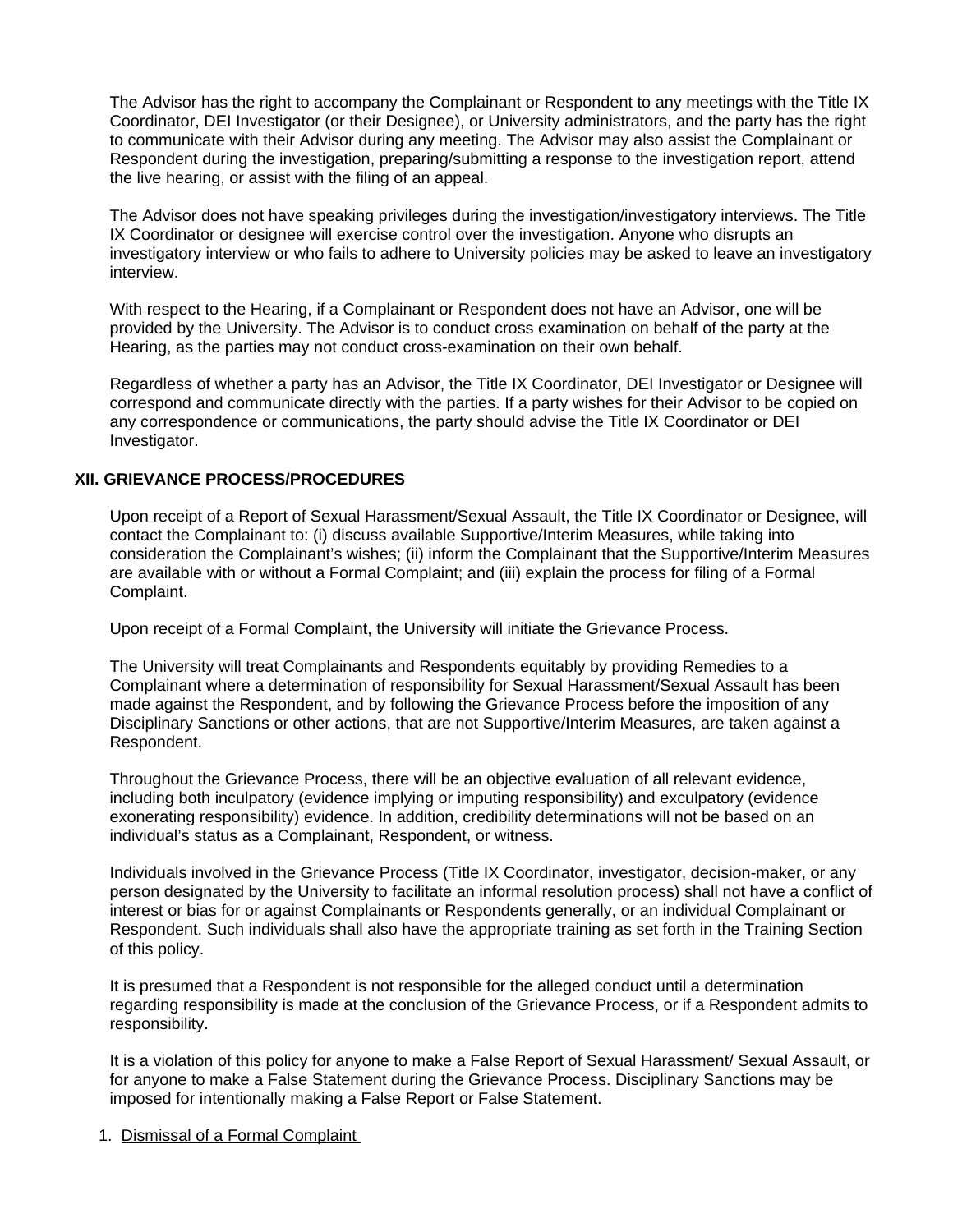The Advisor has the right to accompany the Complainant or Respondent to any meetings with the Title IX Coordinator, DEI Investigator (or their Designee), or University administrators, and the party has the right to communicate with their Advisor during any meeting. The Advisor may also assist the Complainant or Respondent during the investigation, preparing/submitting a response to the investigation report, attend the live hearing, or assist with the filing of an appeal.

The Advisor does not have speaking privileges during the investigation/investigatory interviews. The Title IX Coordinator or designee will exercise control over the investigation. Anyone who disrupts an investigatory interview or who fails to adhere to University policies may be asked to leave an investigatory interview.

With respect to the Hearing, if a Complainant or Respondent does not have an Advisor, one will be provided by the University. The Advisor is to conduct cross examination on behalf of the party at the Hearing, as the parties may not conduct cross-examination on their own behalf.

Regardless of whether a party has an Advisor, the Title IX Coordinator, DEI Investigator or Designee will correspond and communicate directly with the parties. If a party wishes for their Advisor to be copied on any correspondence or communications, the party should advise the Title IX Coordinator or DEI Investigator.

## XII. GRIEVANCE PROCESS/PROCEDURES

Upon receipt of a Report of Sexual Harassment/Sexual Assault, the Title IX Coordinator or Designee, will contact the Complainant to: (i) discuss available Supportive/Interim Measures, while taking into consideration the Complainant's wishes; (ii) inform the Complainant that the Supportive/Interim Measures are available with or without a Formal Complaint; and (iii) explain the process for filing of a Formal Complaint.

Upon receipt of a Formal Complaint, the University will initiate the Grievance Process.

The University will treat Complainants and Respondents equitably by providing Remedies to a Complainant where a determination of responsibility for Sexual Harassment/Sexual Assault has been made against the Respondent, and by following the Grievance Process before the imposition of any Disciplinary Sanctions or other actions, that are not Supportive/Interim Measures, are taken against a Respondent.

Throughout the Grievance Process, there will be an objective evaluation of all relevant evidence, including both inculpatory (evidence implying or imputing responsibility) and exculpatory (evidence exonerating responsibility) evidence. In addition, credibility determinations will not be based on an individual's status as a Complainant, Respondent, or witness.

Individuals involved in the Grievance Process (Title IX Coordinator, investigator, decision-maker, or any person designated by the University to facilitate an informal resolution process) shall not have a conflict of interest or bias for or against Complainants or Respondents generally, or an individual Complainant or Respondent. Such individuals shall also have the appropriate training as set forth in the Training Section of this policy.

It is presumed that a Respondent is not responsible for the alleged conduct until a determination regarding responsibility is made at the conclusion of the Grievance Process, or if a Respondent admits to responsibility.

It is a violation of this policy for anyone to make a False Report of Sexual Harassment/ Sexual Assault, or for anyone to make a False Statement during the Grievance Process. Disciplinary Sanctions may be imposed for intentionally making a False Report or False Statement.

1. Dismissal of a Formal Complaint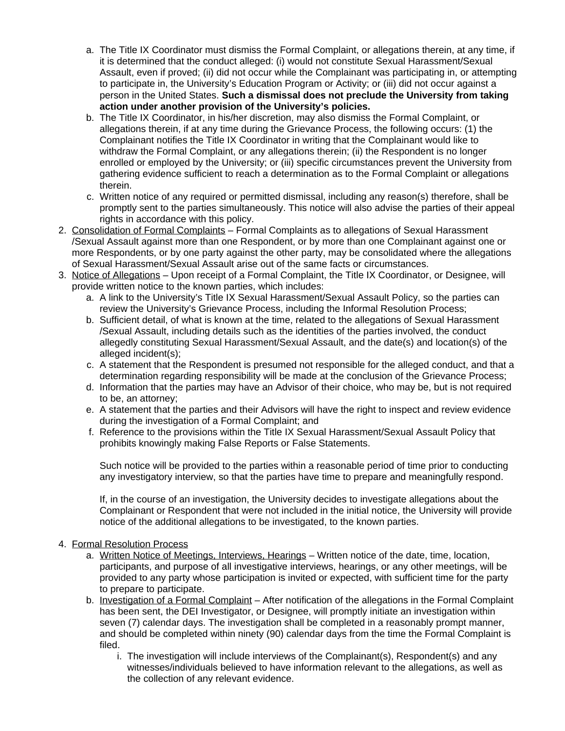a. The Title IX Coordinator must dismiss the Formal Complaint, or allegations therein, at any time, if it is determined that the conduct alleged: (i) would not constitute Sexual Harassment/Sexual Assault, even if proved; (ii) did not occur while the Complainant was participating in, or attempting to participate in, the University's Education Program or Activity; or (iii) did not occur against a person in the United States. **Such a dismissal does not preclude the University from taking action under another provision of the University's policies.**
   b. The Title IX Coordinator, in his/her discretion, may also dismiss the Formal Complaint, or allegations therein, if at any time during the Grievance Process, the following occurs: (1) the Complainant notifies the Title IX Coordinator in writing that the Complainant would like to withdraw the Formal Complaint, or any allegations therein; (ii) the Respondent is no longer enrolled or employed by the University; or (iii) specific circumstances prevent the University from gathering evidence sufficient to reach a determination as to the Formal Complaint or allegations therein.
   c. Written notice of any required or permitted dismissal, including any reason(s) therefore, shall be promptly sent to the parties simultaneously. This notice will also advise the parties of their appeal rights in accordance with this policy.
2. <u>Consolidation of Formal Complaints</u> – Formal Complaints as to allegations of Sexual Harassment /Sexual Assault against more than one Respondent, or by more than one Complainant against one or more Respondents, or by one party against the other party, may be consolidated where the allegations of Sexual Harassment/Sexual Assault arise out of the same facts or circumstances.
3. <u>Notice of Allegations</u> – Upon receipt of a Formal Complaint, the Title IX Coordinator, or Designee, will provide written notice to the known parties, which includes:
   a. A link to the University's Title IX Sexual Harassment/Sexual Assault Policy, so the parties can review the University's Grievance Process, including the Informal Resolution Process;
   b. Sufficient detail, of what is known at the time, related to the allegations of Sexual Harassment /Sexual Assault, including details such as the identities of the parties involved, the conduct allegedly constituting Sexual Harassment/Sexual Assault, and the date(s) and location(s) of the alleged incident(s);
   c. A statement that the Respondent is presumed not responsible for the alleged conduct, and that a determination regarding responsibility will be made at the conclusion of the Grievance Process;
   d. Information that the parties may have an Advisor of their choice, who may be, but is not required to be, an attorney;
   e. A statement that the parties and their Advisors will have the right to inspect and review evidence during the investigation of a Formal Complaint; and
   f. Reference to the provisions within the Title IX Sexual Harassment/Sexual Assault Policy that prohibits knowingly making False Reports or False Statements.

   Such notice will be provided to the parties within a reasonable period of time prior to conducting any investigatory interview, so that the parties have time to prepare and meaningfully respond.

   If, in the course of an investigation, the University decides to investigate allegations about the Complainant or Respondent that were not included in the initial notice, the University will provide notice of the additional allegations to be investigated, to the known parties.

4. <u>Formal Resolution Process</u>
   a. <u>Written Notice of Meetings, Interviews, Hearings</u> – Written notice of the date, time, location, participants, and purpose of all investigative interviews, hearings, or any other meetings, will be provided to any party whose participation is invited or expected, with sufficient time for the party to prepare to participate.
   b. <u>Investigation of a Formal Complaint</u> – After notification of the allegations in the Formal Complaint has been sent, the DEI Investigator, or Designee, will promptly initiate an investigation within seven (7) calendar days. The investigation shall be completed in a reasonably prompt manner, and should be completed within ninety (90) calendar days from the time the Formal Complaint is filed.
      i. The investigation will include interviews of the Complainant(s), Respondent(s) and any witnesses/individuals believed to have information relevant to the allegations, as well as the collection of any relevant evidence.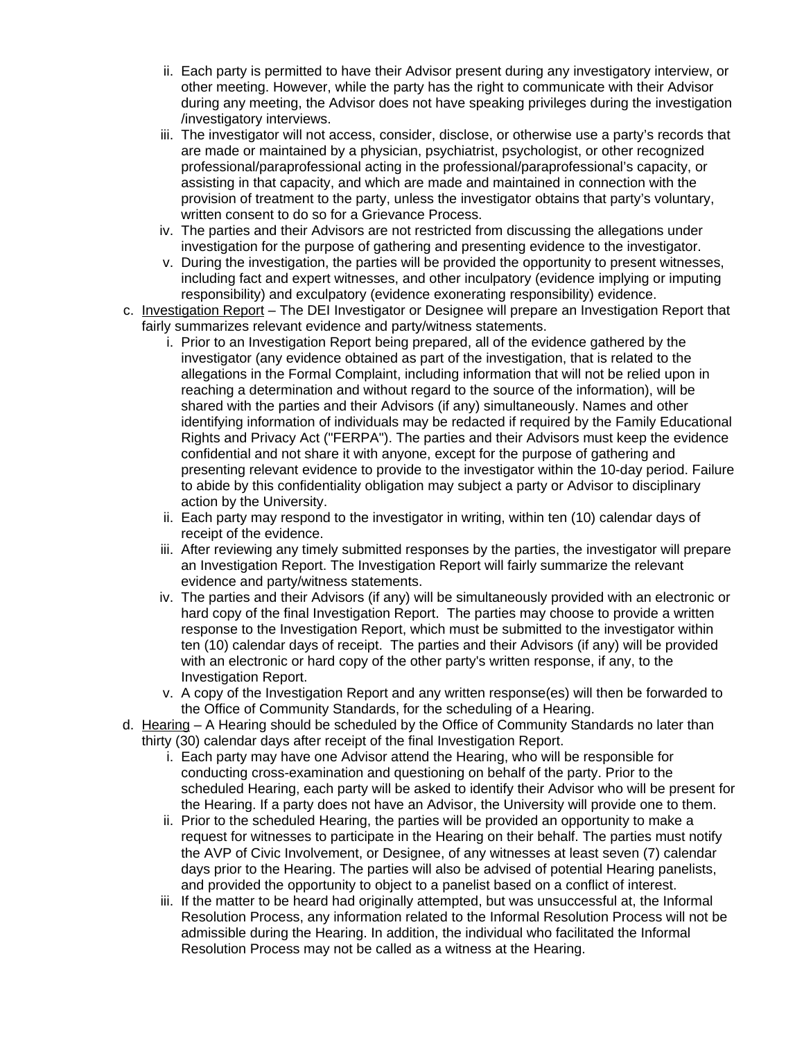ii. Each party is permitted to have their Advisor present during any investigatory interview, or other meeting. However, while the party has the right to communicate with their Advisor during any meeting, the Advisor does not have speaking privileges during the investigation /investigatory interviews.

iii. The investigator will not access, consider, disclose, or otherwise use a party's records that are made or maintained by a physician, psychiatrist, psychologist, or other recognized professional/paraprofessional acting in the professional/paraprofessional's capacity, or assisting in that capacity, and which are made and maintained in connection with the provision of treatment to the party, unless the investigator obtains that party's voluntary, written consent to do so for a Grievance Process.

iv. The parties and their Advisors are not restricted from discussing the allegations under investigation for the purpose of gathering and presenting evidence to the investigator.

v. During the investigation, the parties will be provided the opportunity to present witnesses, including fact and expert witnesses, and other inculpatory (evidence implying or imputing responsibility) and exculpatory (evidence exonerating responsibility) evidence.

c. <u>Investigation Report</u> – The DEI Investigator or Designee will prepare an Investigation Report that fairly summarizes relevant evidence and party/witness statements.

i. Prior to an Investigation Report being prepared, all of the evidence gathered by the investigator (any evidence obtained as part of the investigation, that is related to the allegations in the Formal Complaint, including information that will not be relied upon in reaching a determination and without regard to the source of the information), will be shared with the parties and their Advisors (if any) simultaneously. Names and other identifying information of individuals may be redacted if required by the Family Educational Rights and Privacy Act ("FERPA"). The parties and their Advisors must keep the evidence confidential and not share it with anyone, except for the purpose of gathering and presenting relevant evidence to provide to the investigator within the 10-day period. Failure to abide by this confidentiality obligation may subject a party or Advisor to disciplinary action by the University.

ii. Each party may respond to the investigator in writing, within ten (10) calendar days of receipt of the evidence.

iii. After reviewing any timely submitted responses by the parties, the investigator will prepare an Investigation Report. The Investigation Report will fairly summarize the relevant evidence and party/witness statements.

iv. The parties and their Advisors (if any) will be simultaneously provided with an electronic or hard copy of the final Investigation Report. The parties may choose to provide a written response to the Investigation Report, which must be submitted to the investigator within ten (10) calendar days of receipt. The parties and their Advisors (if any) will be provided with an electronic or hard copy of the other party's written response, if any, to the Investigation Report.

v. A copy of the Investigation Report and any written response(es) will then be forwarded to the Office of Community Standards, for the scheduling of a Hearing.

d. <u>Hearing</u> – A Hearing should be scheduled by the Office of Community Standards no later than thirty (30) calendar days after receipt of the final Investigation Report.

i. Each party may have one Advisor attend the Hearing, who will be responsible for conducting cross-examination and questioning on behalf of the party. Prior to the scheduled Hearing, each party will be asked to identify their Advisor who will be present for the Hearing. If a party does not have an Advisor, the University will provide one to them.

ii. Prior to the scheduled Hearing, the parties will be provided an opportunity to make a request for witnesses to participate in the Hearing on their behalf. The parties must notify the AVP of Civic Involvement, or Designee, of any witnesses at least seven (7) calendar days prior to the Hearing. The parties will also be advised of potential Hearing panelists, and provided the opportunity to object to a panelist based on a conflict of interest.

iii. If the matter to be heard had originally attempted, but was unsuccessful at, the Informal Resolution Process, any information related to the Informal Resolution Process will not be admissible during the Hearing. In addition, the individual who facilitated the Informal Resolution Process may not be called as a witness at the Hearing.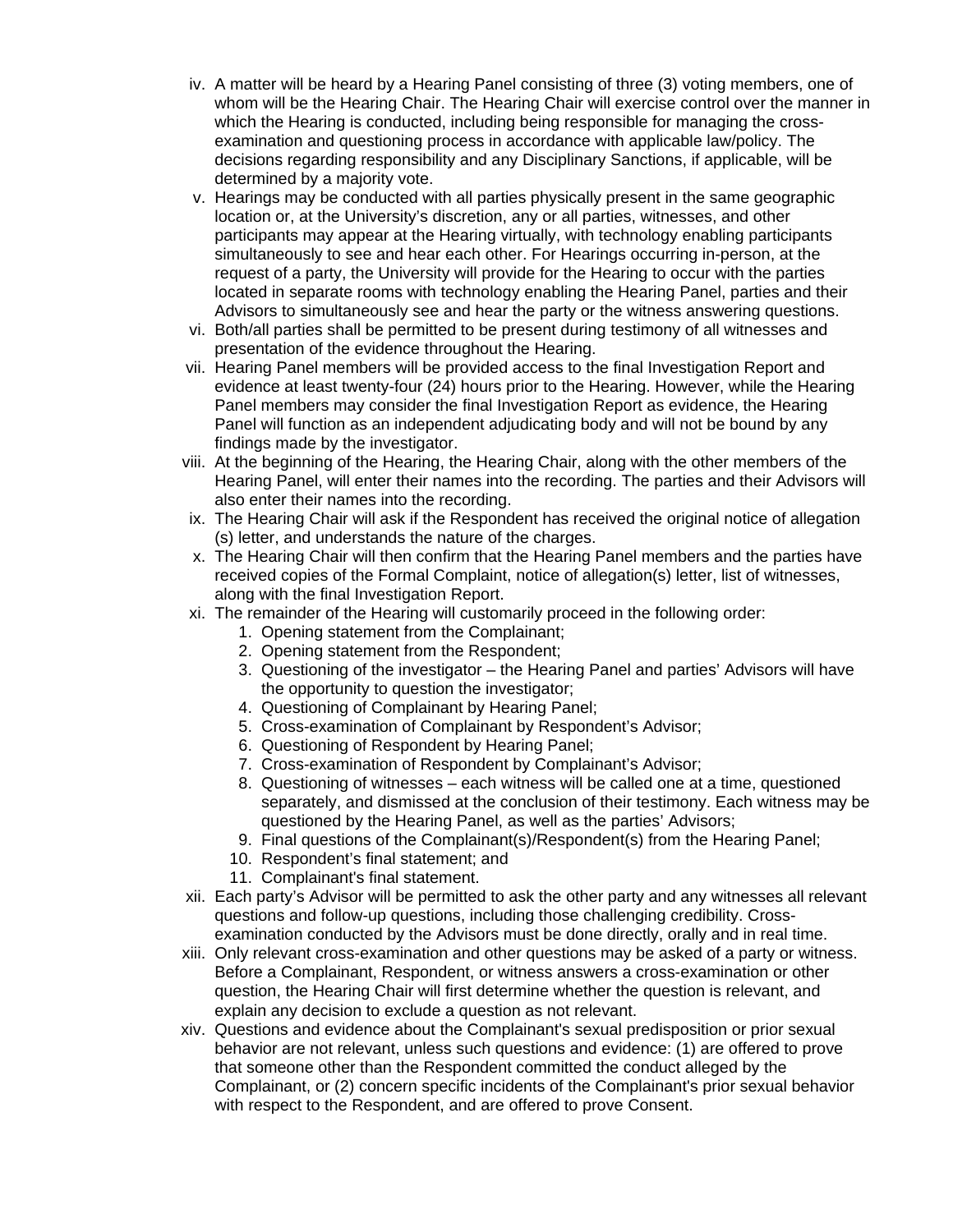iv. A matter will be heard by a Hearing Panel consisting of three (3) voting members, one of whom will be the Hearing Chair. The Hearing Chair will exercise control over the manner in which the Hearing is conducted, including being responsible for managing the cross-examination and questioning process in accordance with applicable law/policy. The decisions regarding responsibility and any Disciplinary Sanctions, if applicable, will be determined by a majority vote.

v. Hearings may be conducted with all parties physically present in the same geographic location or, at the University's discretion, any or all parties, witnesses, and other participants may appear at the Hearing virtually, with technology enabling participants simultaneously to see and hear each other. For Hearings occurring in-person, at the request of a party, the University will provide for the Hearing to occur with the parties located in separate rooms with technology enabling the Hearing Panel, parties and their Advisors to simultaneously see and hear the party or the witness answering questions.

vi. Both/all parties shall be permitted to be present during testimony of all witnesses and presentation of the evidence throughout the Hearing.

vii. Hearing Panel members will be provided access to the final Investigation Report and evidence at least twenty-four (24) hours prior to the Hearing. However, while the Hearing Panel members may consider the final Investigation Report as evidence, the Hearing Panel will function as an independent adjudicating body and will not be bound by any findings made by the investigator.

viii. At the beginning of the Hearing, the Hearing Chair, along with the other members of the Hearing Panel, will enter their names into the recording. The parties and their Advisors will also enter their names into the recording.

ix. The Hearing Chair will ask if the Respondent has received the original notice of allegation (s) letter, and understands the nature of the charges.

x. The Hearing Chair will then confirm that the Hearing Panel members and the parties have received copies of the Formal Complaint, notice of allegation(s) letter, list of witnesses, along with the final Investigation Report.

xi. The remainder of the Hearing will customarily proceed in the following order:
   1. Opening statement from the Complainant;
   2. Opening statement from the Respondent;
   3. Questioning of the investigator – the Hearing Panel and parties' Advisors will have the opportunity to question the investigator;
   4. Questioning of Complainant by Hearing Panel;
   5. Cross-examination of Complainant by Respondent's Advisor;
   6. Questioning of Respondent by Hearing Panel;
   7. Cross-examination of Respondent by Complainant's Advisor;
   8. Questioning of witnesses – each witness will be called one at a time, questioned separately, and dismissed at the conclusion of their testimony. Each witness may be questioned by the Hearing Panel, as well as the parties' Advisors;
   9. Final questions of the Complainant(s)/Respondent(s) from the Hearing Panel;
   10. Respondent's final statement; and
   11. Complainant's final statement.

xii. Each party's Advisor will be permitted to ask the other party and any witnesses all relevant questions and follow-up questions, including those challenging credibility. Cross-examination conducted by the Advisors must be done directly, orally and in real time.

xiii. Only relevant cross-examination and other questions may be asked of a party or witness. Before a Complainant, Respondent, or witness answers a cross-examination or other question, the Hearing Chair will first determine whether the question is relevant, and explain any decision to exclude a question as not relevant.

xiv. Questions and evidence about the Complainant's sexual predisposition or prior sexual behavior are not relevant, unless such questions and evidence: (1) are offered to prove that someone other than the Respondent committed the conduct alleged by the Complainant, or (2) concern specific incidents of the Complainant's prior sexual behavior with respect to the Respondent, and are offered to prove Consent.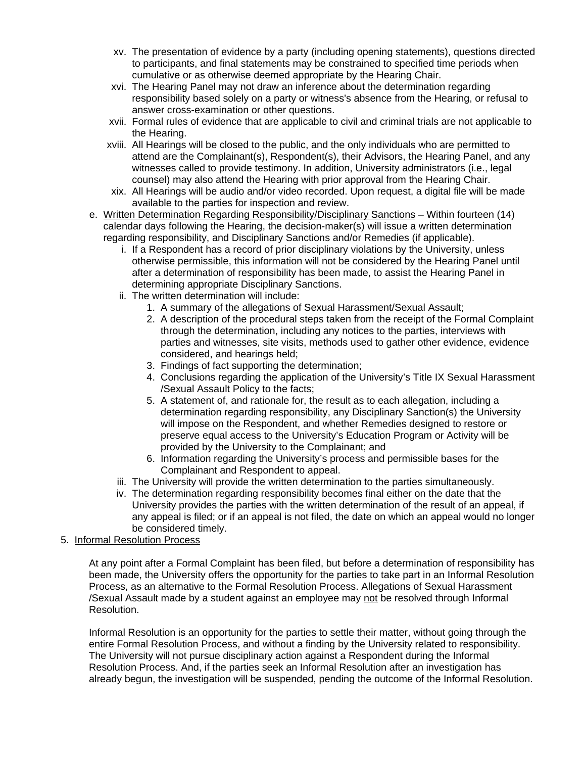- xv. The presentation of evidence by a party (including opening statements), questions directed to participants, and final statements may be constrained to specified time periods when cumulative or as otherwise deemed appropriate by the Hearing Chair.
- xvi. The Hearing Panel may not draw an inference about the determination regarding responsibility based solely on a party or witness's absence from the Hearing, or refusal to answer cross-examination or other questions.
- xvii. Formal rules of evidence that are applicable to civil and criminal trials are not applicable to the Hearing.
- xviii. All Hearings will be closed to the public, and the only individuals who are permitted to attend are the Complainant(s), Respondent(s), their Advisors, the Hearing Panel, and any witnesses called to provide testimony. In addition, University administrators (i.e., legal counsel) may also attend the Hearing with prior approval from the Hearing Chair.
- xix. All Hearings will be audio and/or video recorded. Upon request, a digital file will be made available to the parties for inspection and review.

e. <u>Written Determination Regarding Responsibility/Disciplinary Sanctions</u> – Within fourteen (14) calendar days following the Hearing, the decision-maker(s) will issue a written determination regarding responsibility, and Disciplinary Sanctions and/or Remedies (if applicable).

- i. If a Respondent has a record of prior disciplinary violations by the University, unless otherwise permissible, this information will not be considered by the Hearing Panel until after a determination of responsibility has been made, to assist the Hearing Panel in determining appropriate Disciplinary Sanctions.
- ii. The written determination will include:
  1. A summary of the allegations of Sexual Harassment/Sexual Assault;
  2. A description of the procedural steps taken from the receipt of the Formal Complaint through the determination, including any notices to the parties, interviews with parties and witnesses, site visits, methods used to gather other evidence, evidence considered, and hearings held;
  3. Findings of fact supporting the determination;
  4. Conclusions regarding the application of the University's Title IX Sexual Harassment /Sexual Assault Policy to the facts;
  5. A statement of, and rationale for, the result as to each allegation, including a determination regarding responsibility, any Disciplinary Sanction(s) the University will impose on the Respondent, and whether Remedies designed to restore or preserve equal access to the University's Education Program or Activity will be provided by the University to the Complainant; and
  6. Information regarding the University's process and permissible bases for the Complainant and Respondent to appeal.
- iii. The University will provide the written determination to the parties simultaneously.
- iv. The determination regarding responsibility becomes final either on the date that the University provides the parties with the written determination of the result of an appeal, if any appeal is filed; or if an appeal is not filed, the date on which an appeal would no longer be considered timely.

5. <u>Informal Resolution Process</u>

At any point after a Formal Complaint has been filed, but before a determination of responsibility has been made, the University offers the opportunity for the parties to take part in an Informal Resolution Process, as an alternative to the Formal Resolution Process. Allegations of Sexual Harassment /Sexual Assault made by a student against an employee may <u>not</u> be resolved through Informal Resolution.

Informal Resolution is an opportunity for the parties to settle their matter, without going through the entire Formal Resolution Process, and without a finding by the University related to responsibility. The University will not pursue disciplinary action against a Respondent during the Informal Resolution Process. And, if the parties seek an Informal Resolution after an investigation has already begun, the investigation will be suspended, pending the outcome of the Informal Resolution.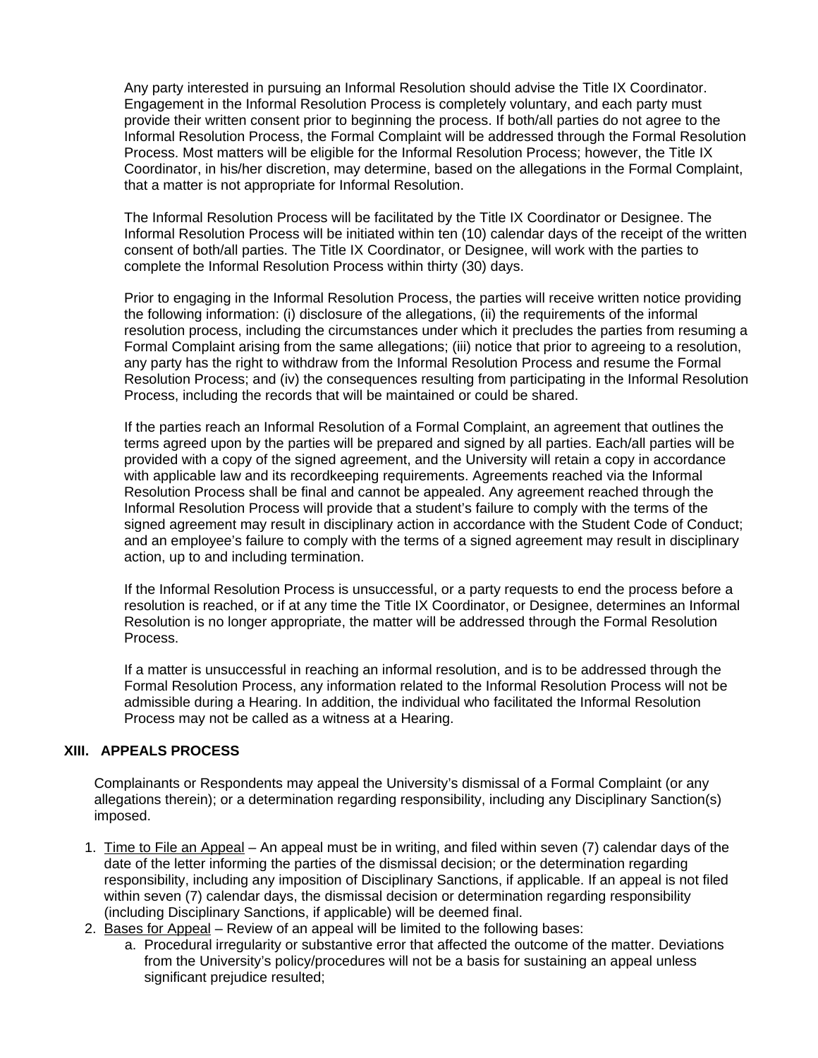Any party interested in pursuing an Informal Resolution should advise the Title IX Coordinator. Engagement in the Informal Resolution Process is completely voluntary, and each party must provide their written consent prior to beginning the process. If both/all parties do not agree to the Informal Resolution Process, the Formal Complaint will be addressed through the Formal Resolution Process. Most matters will be eligible for the Informal Resolution Process; however, the Title IX Coordinator, in his/her discretion, may determine, based on the allegations in the Formal Complaint, that a matter is not appropriate for Informal Resolution.

The Informal Resolution Process will be facilitated by the Title IX Coordinator or Designee. The Informal Resolution Process will be initiated within ten (10) calendar days of the receipt of the written consent of both/all parties. The Title IX Coordinator, or Designee, will work with the parties to complete the Informal Resolution Process within thirty (30) days.

Prior to engaging in the Informal Resolution Process, the parties will receive written notice providing the following information: (i) disclosure of the allegations, (ii) the requirements of the informal resolution process, including the circumstances under which it precludes the parties from resuming a Formal Complaint arising from the same allegations; (iii) notice that prior to agreeing to a resolution, any party has the right to withdraw from the Informal Resolution Process and resume the Formal Resolution Process; and (iv) the consequences resulting from participating in the Informal Resolution Process, including the records that will be maintained or could be shared.

If the parties reach an Informal Resolution of a Formal Complaint, an agreement that outlines the terms agreed upon by the parties will be prepared and signed by all parties. Each/all parties will be provided with a copy of the signed agreement, and the University will retain a copy in accordance with applicable law and its recordkeeping requirements. Agreements reached via the Informal Resolution Process shall be final and cannot be appealed. Any agreement reached through the Informal Resolution Process will provide that a student's failure to comply with the terms of the signed agreement may result in disciplinary action in accordance with the Student Code of Conduct; and an employee's failure to comply with the terms of a signed agreement may result in disciplinary action, up to and including termination.

If the Informal Resolution Process is unsuccessful, or a party requests to end the process before a resolution is reached, or if at any time the Title IX Coordinator, or Designee, determines an Informal Resolution is no longer appropriate, the matter will be addressed through the Formal Resolution Process.

If a matter is unsuccessful in reaching an informal resolution, and is to be addressed through the Formal Resolution Process, any information related to the Informal Resolution Process will not be admissible during a Hearing. In addition, the individual who facilitated the Informal Resolution Process may not be called as a witness at a Hearing.

## XIII. APPEALS PROCESS

Complainants or Respondents may appeal the University's dismissal of a Formal Complaint (or any allegations therein); or a determination regarding responsibility, including any Disciplinary Sanction(s) imposed.

1. Time to File an Appeal – An appeal must be in writing, and filed within seven (7) calendar days of the date of the letter informing the parties of the dismissal decision; or the determination regarding responsibility, including any imposition of Disciplinary Sanctions, if applicable. If an appeal is not filed within seven (7) calendar days, the dismissal decision or determination regarding responsibility (including Disciplinary Sanctions, if applicable) will be deemed final.
2. Bases for Appeal – Review of an appeal will be limited to the following bases:
   a. Procedural irregularity or substantive error that affected the outcome of the matter. Deviations from the University's policy/procedures will not be a basis for sustaining an appeal unless significant prejudice resulted;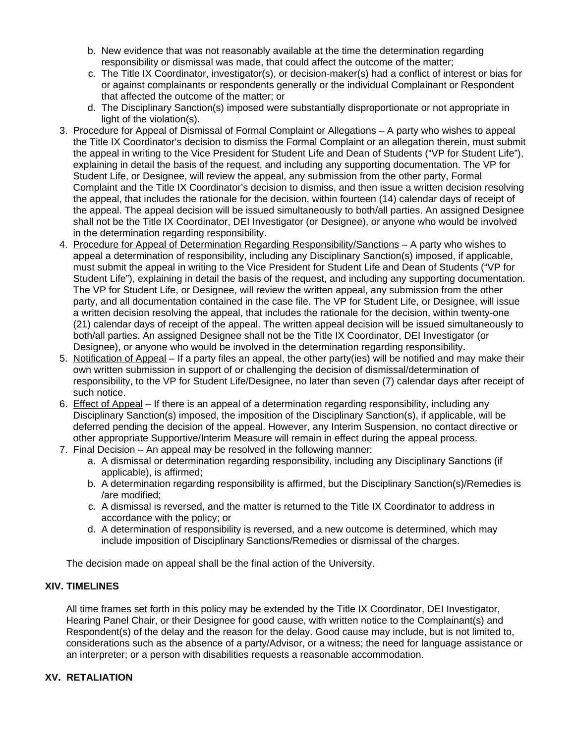b. New evidence that was not reasonably available at the time the determination regarding responsibility or dismissal was made, that could affect the outcome of the matter;
   c. The Title IX Coordinator, investigator(s), or decision-maker(s) had a conflict of interest or bias for or against complainants or respondents generally or the individual Complainant or Respondent that affected the outcome of the matter; or
   d. The Disciplinary Sanction(s) imposed were substantially disproportionate or not appropriate in light of the violation(s).

3. Procedure for Appeal of Dismissal of Formal Complaint or Allegations – A party who wishes to appeal the Title IX Coordinator's decision to dismiss the Formal Complaint or an allegation therein, must submit the appeal in writing to the Vice President for Student Life and Dean of Students ("VP for Student Life"), explaining in detail the basis of the request, and including any supporting documentation. The VP for Student Life, or Designee, will review the appeal, any submission from the other party, Formal Complaint and the Title IX Coordinator's decision to dismiss, and then issue a written decision resolving the appeal, that includes the rationale for the decision, within fourteen (14) calendar days of receipt of the appeal. The appeal decision will be issued simultaneously to both/all parties. An assigned Designee shall not be the Title IX Coordinator, DEI Investigator (or Designee), or anyone who would be involved in the determination regarding responsibility.
4. Procedure for Appeal of Determination Regarding Responsibility/Sanctions – A party who wishes to appeal a determination of responsibility, including any Disciplinary Sanction(s) imposed, if applicable, must submit the appeal in writing to the Vice President for Student Life and Dean of Students ("VP for Student Life"), explaining in detail the basis of the request, and including any supporting documentation. The VP for Student Life, or Designee, will review the written appeal, any submission from the other party, and all documentation contained in the case file. The VP for Student Life, or Designee, will issue a written decision resolving the appeal, that includes the rationale for the decision, within twenty-one (21) calendar days of receipt of the appeal. The written appeal decision will be issued simultaneously to both/all parties. An assigned Designee shall not be the Title IX Coordinator, DEI Investigator (or Designee), or anyone who would be involved in the determination regarding responsibility.
5. Notification of Appeal – If a party files an appeal, the other party(ies) will be notified and may make their own written submission in support of or challenging the decision of dismissal/determination of responsibility, to the VP for Student Life/Designee, no later than seven (7) calendar days after receipt of such notice.
6. Effect of Appeal – If there is an appeal of a determination regarding responsibility, including any Disciplinary Sanction(s) imposed, the imposition of the Disciplinary Sanction(s), if applicable, will be deferred pending the decision of the appeal. However, any Interim Suspension, no contact directive or other appropriate Supportive/Interim Measure will remain in effect during the appeal process.
7. Final Decision – An appeal may be resolved in the following manner:
   a. A dismissal or determination regarding responsibility, including any Disciplinary Sanctions (if applicable), is affirmed;
   b. A determination regarding responsibility is affirmed, but the Disciplinary Sanction(s)/Remedies is /are modified;
   c. A dismissal is reversed, and the matter is returned to the Title IX Coordinator to address in accordance with the policy; or
   d. A determination of responsibility is reversed, and a new outcome is determined, which may include imposition of Disciplinary Sanctions/Remedies or dismissal of the charges.

The decision made on appeal shall be the final action of the University.

## XIV. TIMELINES

All time frames set forth in this policy may be extended by the Title IX Coordinator, DEI Investigator, Hearing Panel Chair, or their Designee for good cause, with written notice to the Complainant(s) and Respondent(s) of the delay and the reason for the delay. Good cause may include, but is not limited to, considerations such as the absence of a party/Advisor, or a witness; the need for language assistance or an interpreter; or a person with disabilities requests a reasonable accommodation.

## XV. RETALIATION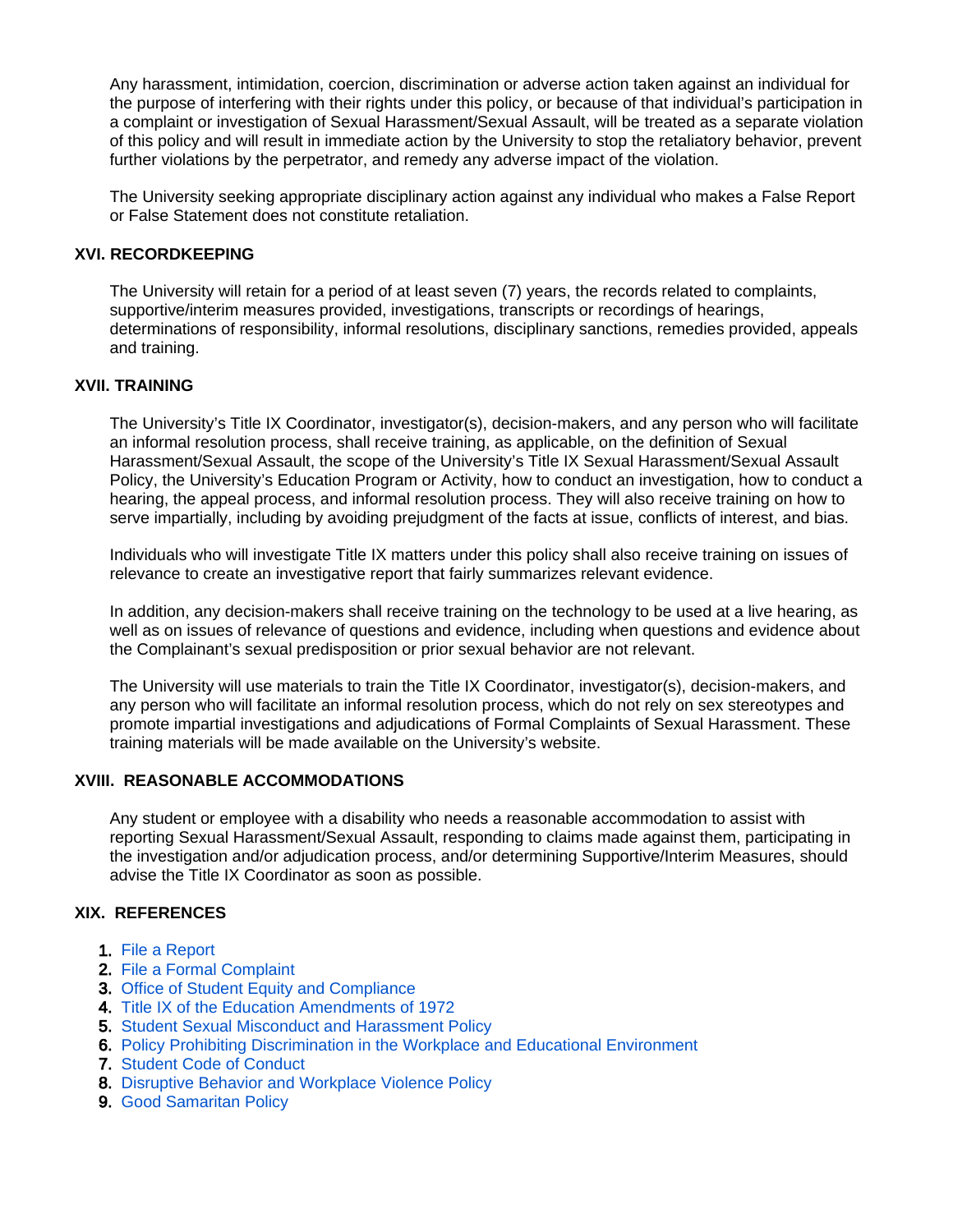Any harassment, intimidation, coercion, discrimination or adverse action taken against an individual for the purpose of interfering with their rights under this policy, or because of that individual's participation in a complaint or investigation of Sexual Harassment/Sexual Assault, will be treated as a separate violation of this policy and will result in immediate action by the University to stop the retaliatory behavior, prevent further violations by the perpetrator, and remedy any adverse impact of the violation.

The University seeking appropriate disciplinary action against any individual who makes a False Report or False Statement does not constitute retaliation.

## XVI. RECORDKEEPING

The University will retain for a period of at least seven (7) years, the records related to complaints, supportive/interim measures provided, investigations, transcripts or recordings of hearings, determinations of responsibility, informal resolutions, disciplinary sanctions, remedies provided, appeals and training.

## XVII. TRAINING

The University's Title IX Coordinator, investigator(s), decision-makers, and any person who will facilitate an informal resolution process, shall receive training, as applicable, on the definition of Sexual Harassment/Sexual Assault, the scope of the University's Title IX Sexual Harassment/Sexual Assault Policy, the University's Education Program or Activity, how to conduct an investigation, how to conduct a hearing, the appeal process, and informal resolution process. They will also receive training on how to serve impartially, including by avoiding prejudgment of the facts at issue, conflicts of interest, and bias.

Individuals who will investigate Title IX matters under this policy shall also receive training on issues of relevance to create an investigative report that fairly summarizes relevant evidence.

In addition, any decision-makers shall receive training on the technology to be used at a live hearing, as well as on issues of relevance of questions and evidence, including when questions and evidence about the Complainant's sexual predisposition or prior sexual behavior are not relevant.

The University will use materials to train the Title IX Coordinator, investigator(s), decision-makers, and any person who will facilitate an informal resolution process, which do not rely on sex stereotypes and promote impartial investigations and adjudications of Formal Complaints of Sexual Harassment. These training materials will be made available on the University's website.

## XVIII. REASONABLE ACCOMMODATIONS

Any student or employee with a disability who needs a reasonable accommodation to assist with reporting Sexual Harassment/Sexual Assault, responding to claims made against them, participating in the investigation and/or adjudication process, and/or determining Supportive/Interim Measures, should advise the Title IX Coordinator as soon as possible.

## XIX. REFERENCES

1. File a Report
2. File a Formal Complaint
3. Office of Student Equity and Compliance
4. Title IX of the Education Amendments of 1972
5. Student Sexual Misconduct and Harassment Policy
6. Policy Prohibiting Discrimination in the Workplace and Educational Environment
7. Student Code of Conduct
8. Disruptive Behavior and Workplace Violence Policy
9. Good Samaritan Policy